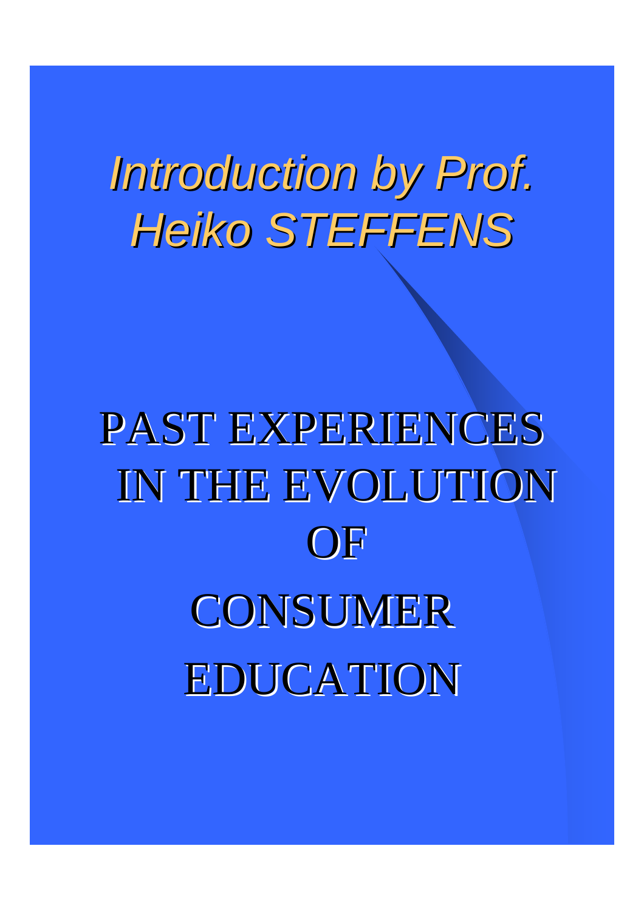*Introduction by Prof. Heiko STEFFENS*

# PAST EXPERIENCES IN THE EVOLUTION OF CONSUMER EDUCATION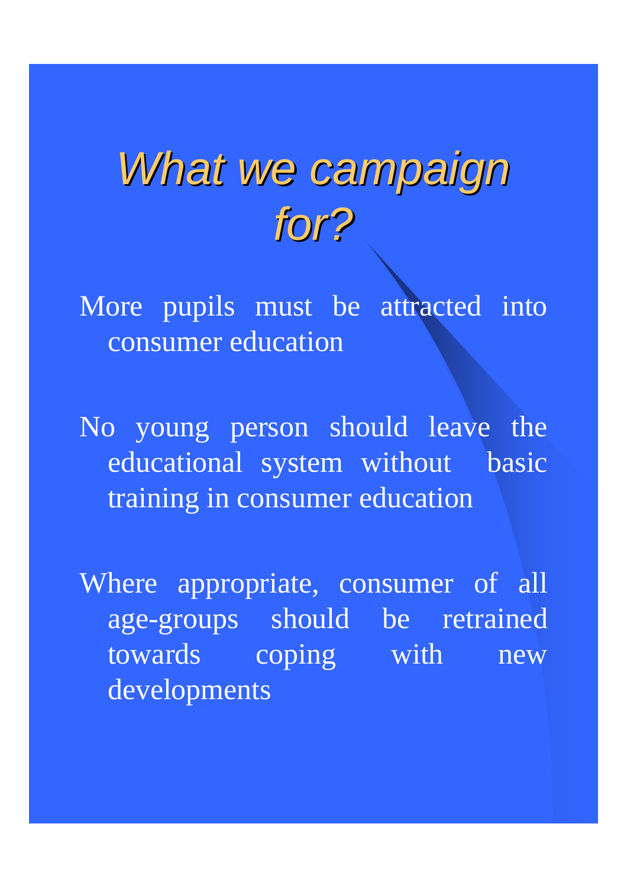# *What we campaign for?*

More pupils must be attracted into consumer education

No young person should leave the educational system without basic training in consumer education

Where appropriate, consumer of all age-groups should be retrained towards coping with new developments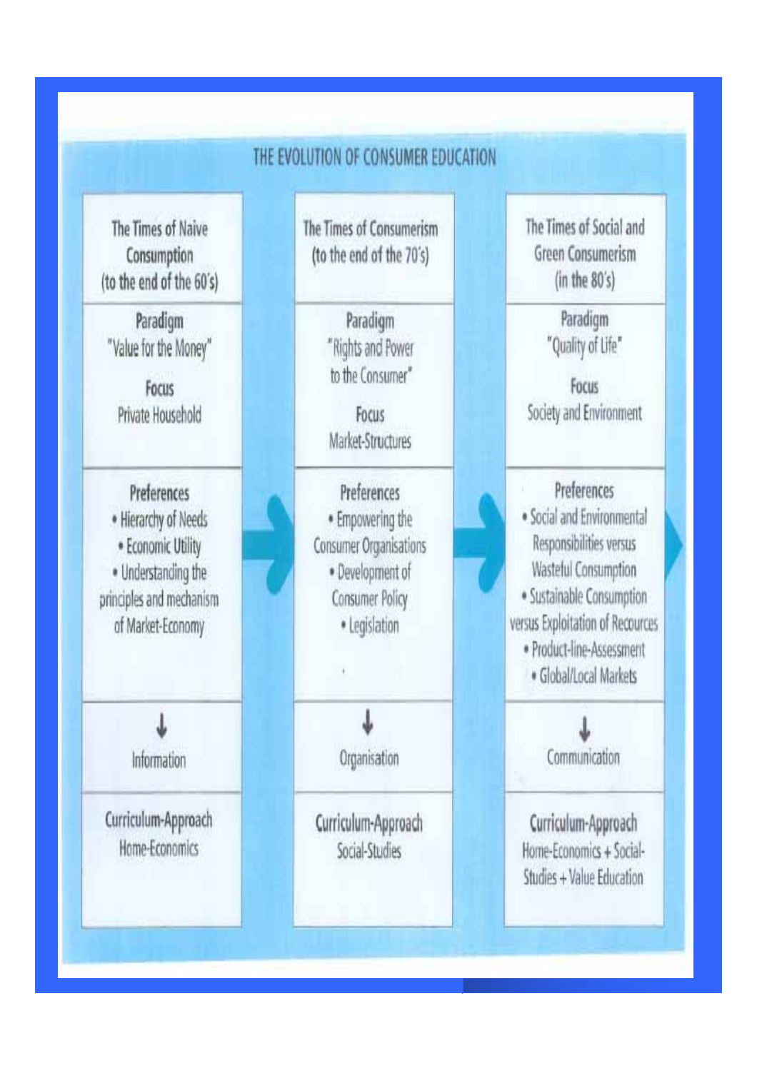# THE EVOLUTION OF CONSUMER EDUCATION

| The Times of Naive Consumption (to the end of the 60's) | The Times of Consumerism (to the end of the 70's) | The Times of Social and Green Consumerism (in the 80's) |
|---|---|---|
| **Paradigm** "Value for the Money" **Focus** Private Household | **Paradigm** "Rights and Power to the Consumer" **Focus** Market-Structures | **Paradigm** "Quality of Life" **Focus** Society and Environment |
| **Preferences** • Hierarchy of Needs • Economic Utility • Understanding the principles and mechanism of Market-Economy | **Preferences** • Empowering the Consumer Organisations • Development of Consumer Policy • Legislation | **Preferences** • Social and Environmental Responsibilities versus Wasteful Consumption • Sustainable Consumption versus Exploitation of Recources • Product-line-Assessment • Global/Local Markets |
| ↓ Information | ↓ Organisation | ↓ Communication |
| **Curriculum-Approach** Home-Economics | **Curriculum-Approach** Social-Studies | **Curriculum-Approach** Home-Economics + Social-Studies + Value Education |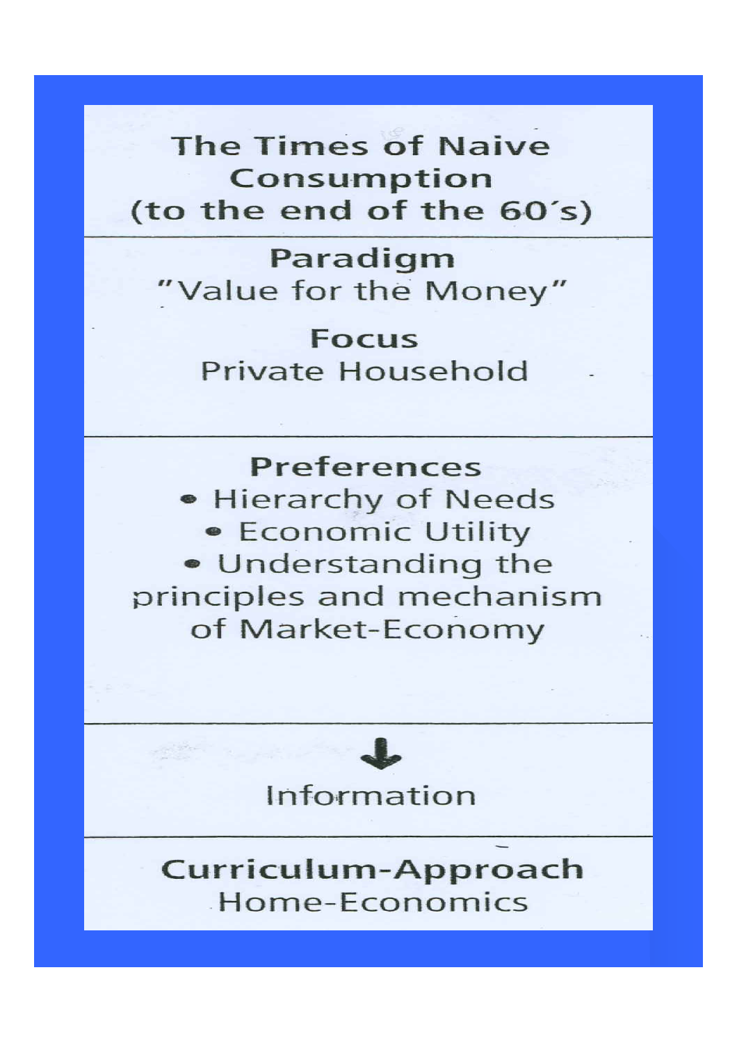# The Times of Naive Consumption (to the end of the 60´s)

**Paradigm**
"Value for the Money"

**Focus**
Private Household

**Preferences**

- Hierarchy of Needs
- Economic Utility
- Understanding the principles and mechanism of Market-Economy

↓

Information

**Curriculum-Approach**
Home-Economics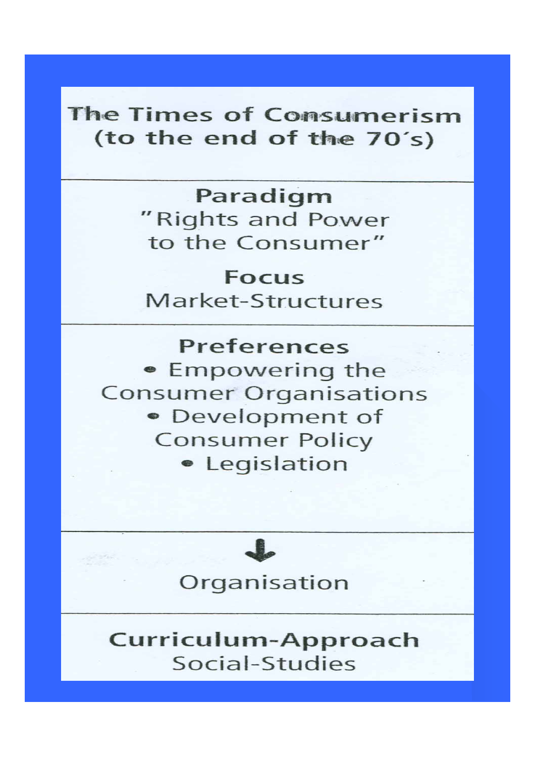# The Times of Consumerism (to the end of the 70´s)

**Paradigm**

"Rights and Power to the Consumer"

**Focus**

Market-Structures

**Preferences**

- Empowering the Consumer Organisations
- Development of Consumer Policy
- Legislation

↓

Organisation

**Curriculum-Approach**

Social-Studies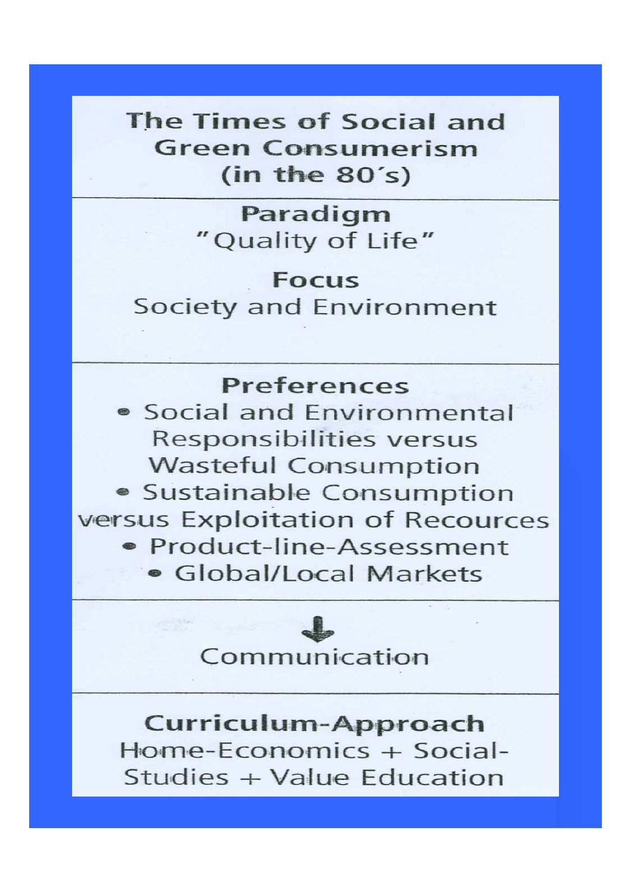# The Times of Social and Green Consumerism (in the 80´s)

**Paradigm**
"Quality of Life"

**Focus**
Society and Environment

**Preferences**
- Social and Environmental Responsibilities versus Wasteful Consumption
- Sustainable Consumption versus Exploitation of Recources
- Product-line-Assessment
- Global/Local Markets

↓

Communication

**Curriculum-Approach**
Home-Economics + Social-Studies + Value Education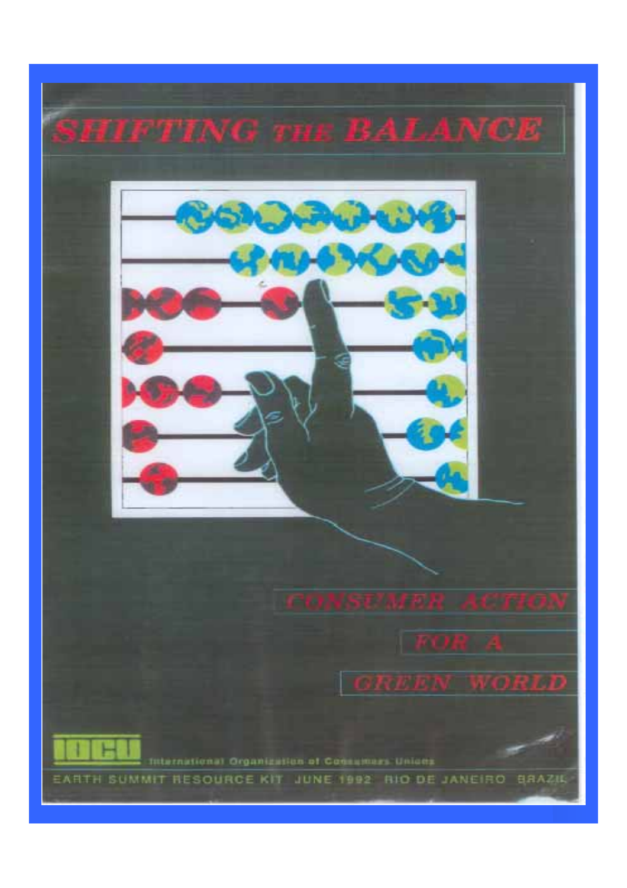# SHIFTING THE BALANCE

CONSUMER ACTION

FOR A

GREEN WORLD

IOCU

International Organization of Consumers Unions

EARTH SUMMIT RESOURCE KIT JUNE 1992 RIO DE JANEIRO BRAZIL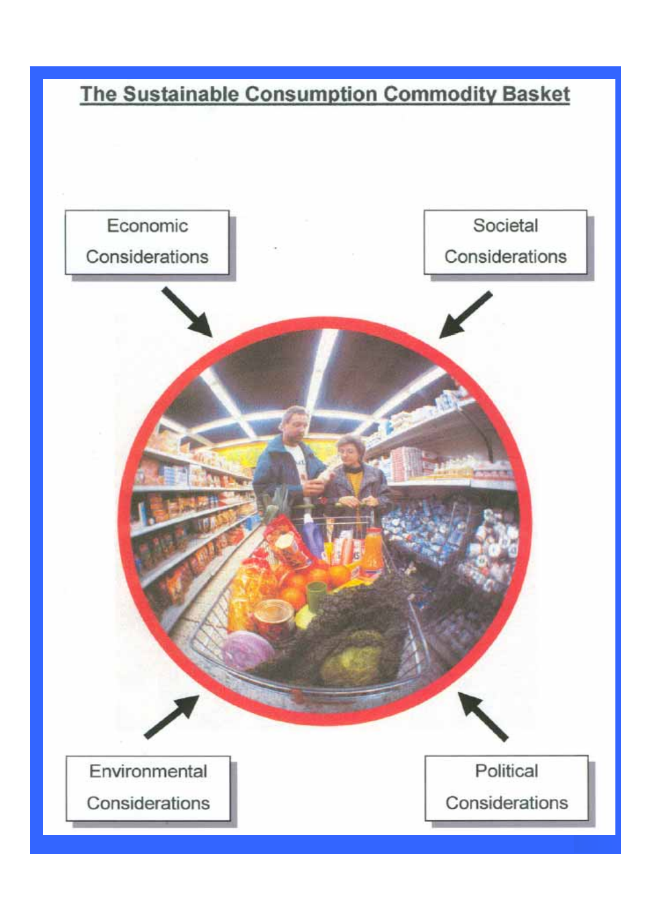## The Sustainable Consumption Commodity Basket

Economic Considerations

Societal Considerations

Environmental Considerations

Political Considerations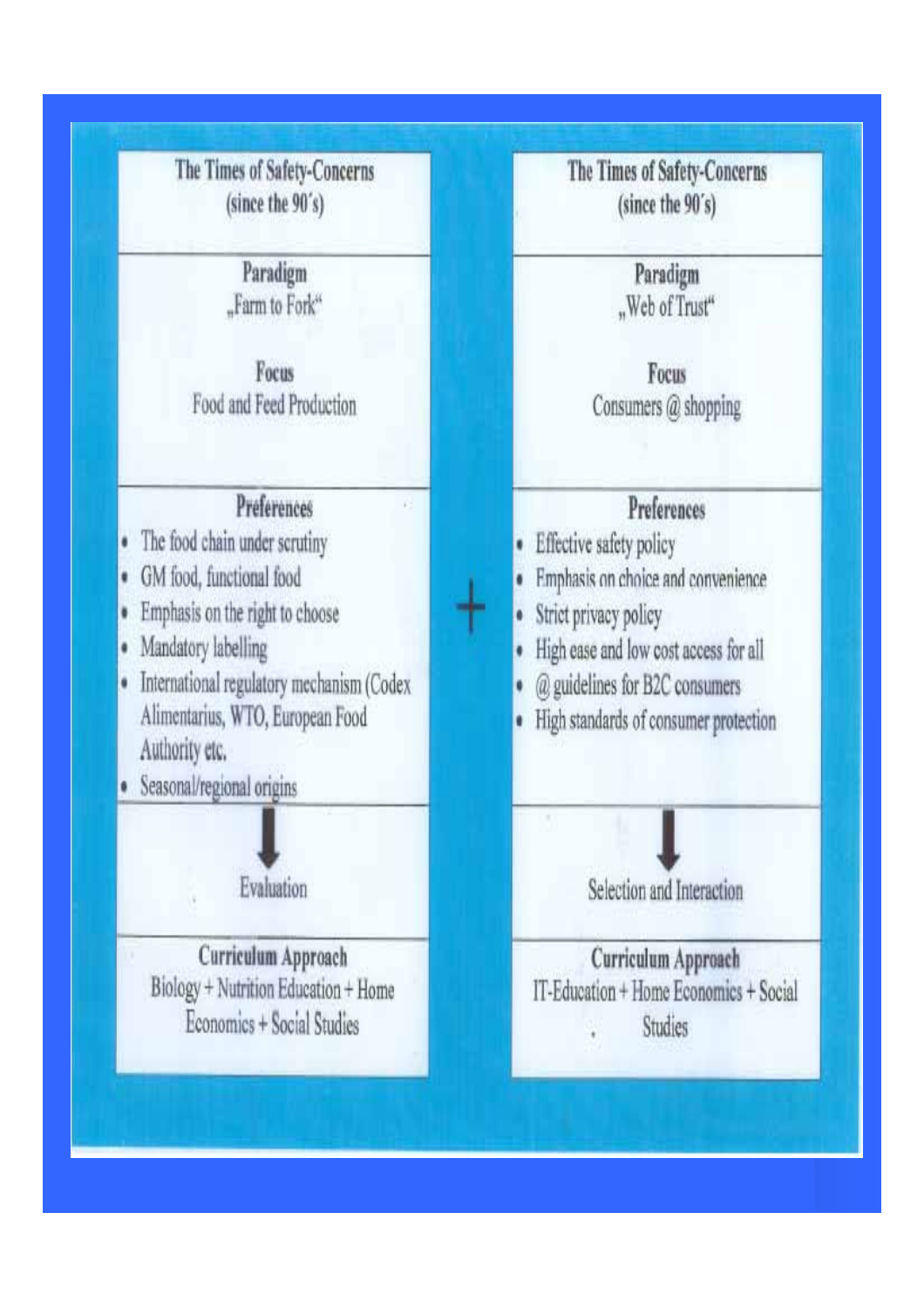| The Times of Safety-Concerns (since the 90´s) | | The Times of Safety-Concerns (since the 90´s) |
| --- | --- | --- |
| **Paradigm** „Farm to Fork“ <br><br> **Focus** Food and Feed Production | | **Paradigm** „Web of Trust“ <br><br> **Focus** Consumers @ shopping |
| **Preferences** <br>• The food chain under scrutiny <br>• GM food, functional food <br>• Emphasis on the right to choose <br>• Mandatory labelling <br>• International regulatory mechanism (Codex Alimentarius, WTO, European Food Authority etc. <br>• Seasonal/regional origins | + | **Preferences** <br>• Effective safety policy <br>• Emphasis on choice and convenience <br>• Strict privacy policy <br>• High ease and low cost access for all <br>• @ guidelines for B2C consumers <br>• High standards of consumer protection |
| ↓ Evaluation | | ↓ Selection and Interaction |
| **Curriculum Approach** Biology + Nutrition Education + Home Economics + Social Studies | | **Curriculum Approach** IT-Education + Home Economics + Social Studies |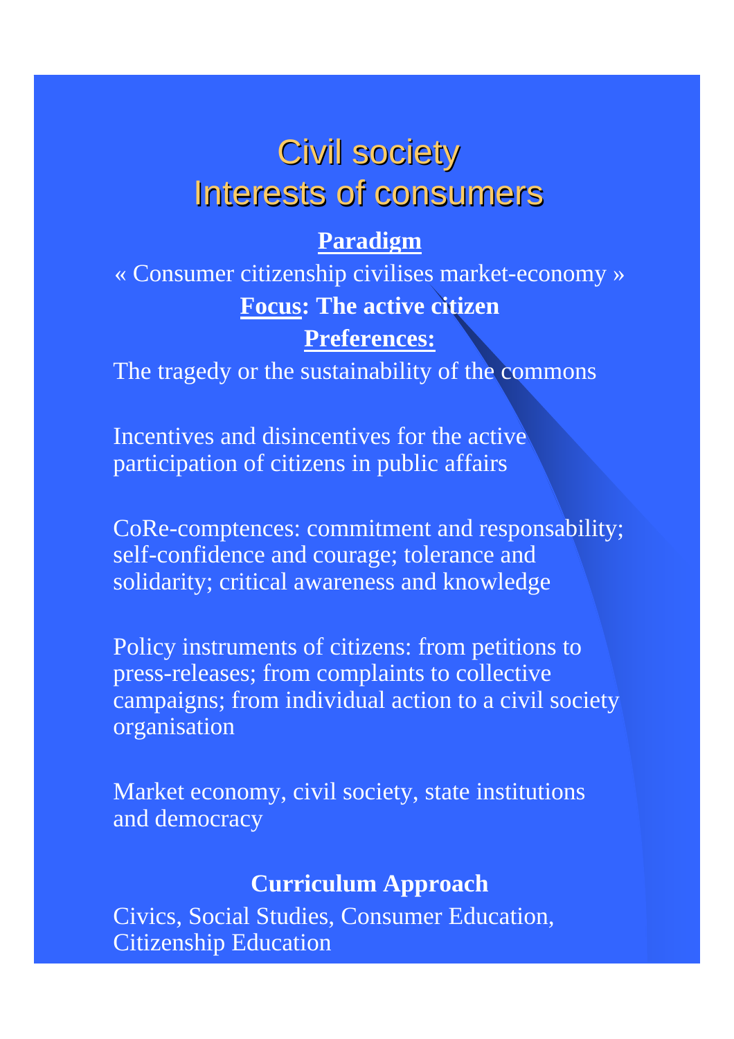# Civil society
# Interests of consumers

**Paradigm**

« Consumer citizenship civilises market-economy »

**Focus: The active citizen**

**Preferences:**

The tragedy or the sustainability of the commons

Incentives and disincentives for the active participation of citizens in public affairs

CoRe-comptences: commitment and responsability; self-confidence and courage; tolerance and solidarity; critical awareness and knowledge

Policy instruments of citizens: from petitions to press-releases; from complaints to collective campaigns; from individual action to a civil society organisation

Market economy, civil society, state institutions and democracy

**Curriculum Approach**

Civics, Social Studies, Consumer Education, Citizenship Education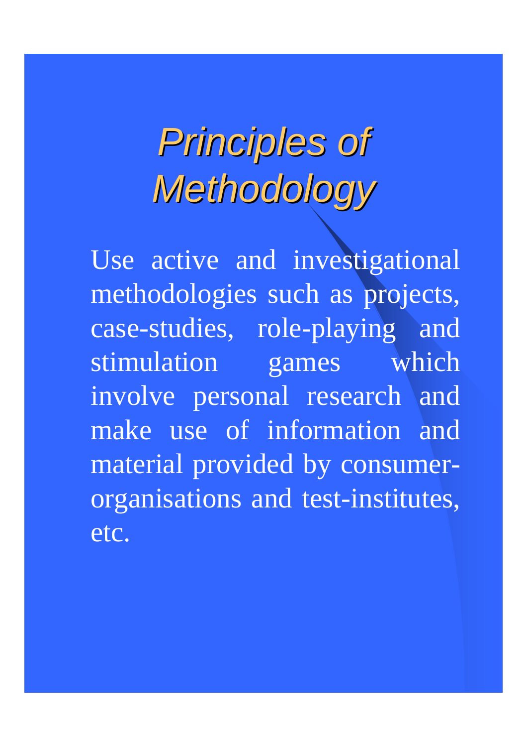# *Principles of Methodology*

Use active and investigational methodologies such as projects, case-studies, role-playing and stimulation games which involve personal research and make use of information and material provided by consumer-organisations and test-institutes, etc.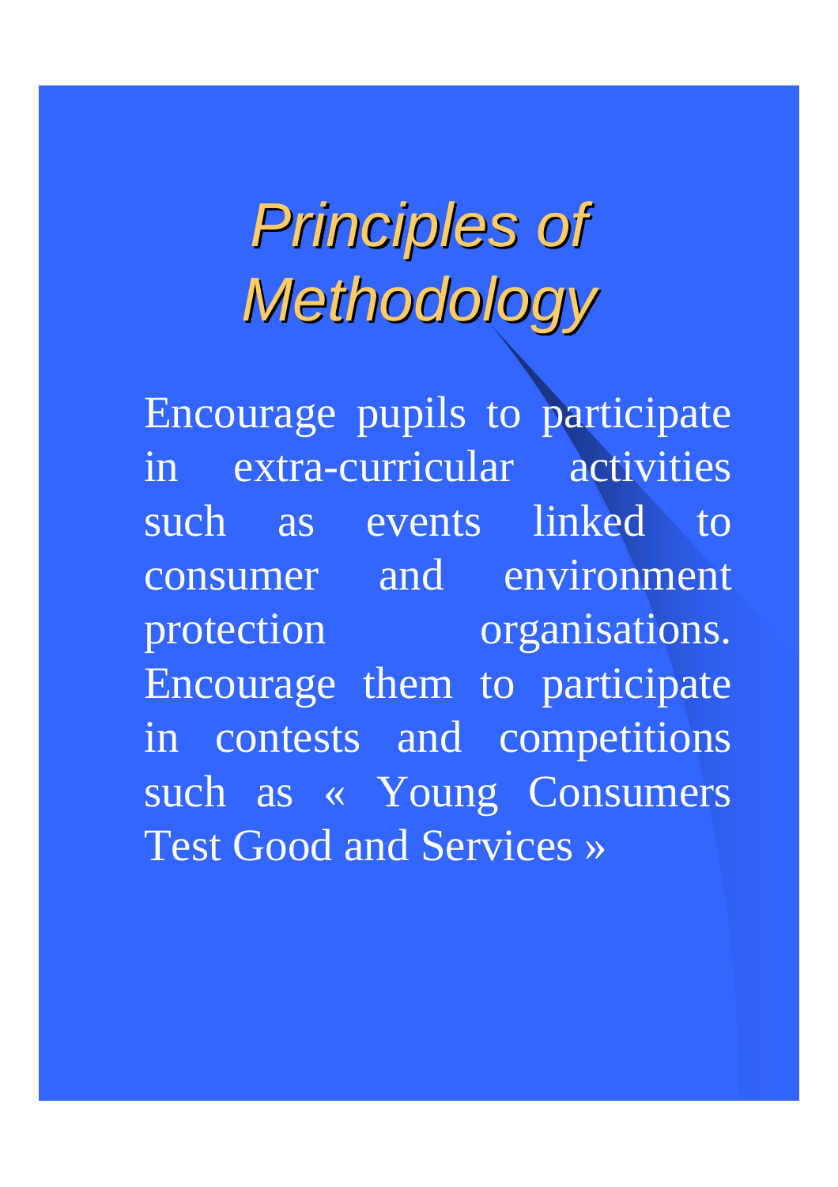# *Principles of Methodology*

Encourage pupils to participate in extra-curricular activities such as events linked to consumer and environment protection organisations. Encourage them to participate in contests and competitions such as « Young Consumers Test Good and Services »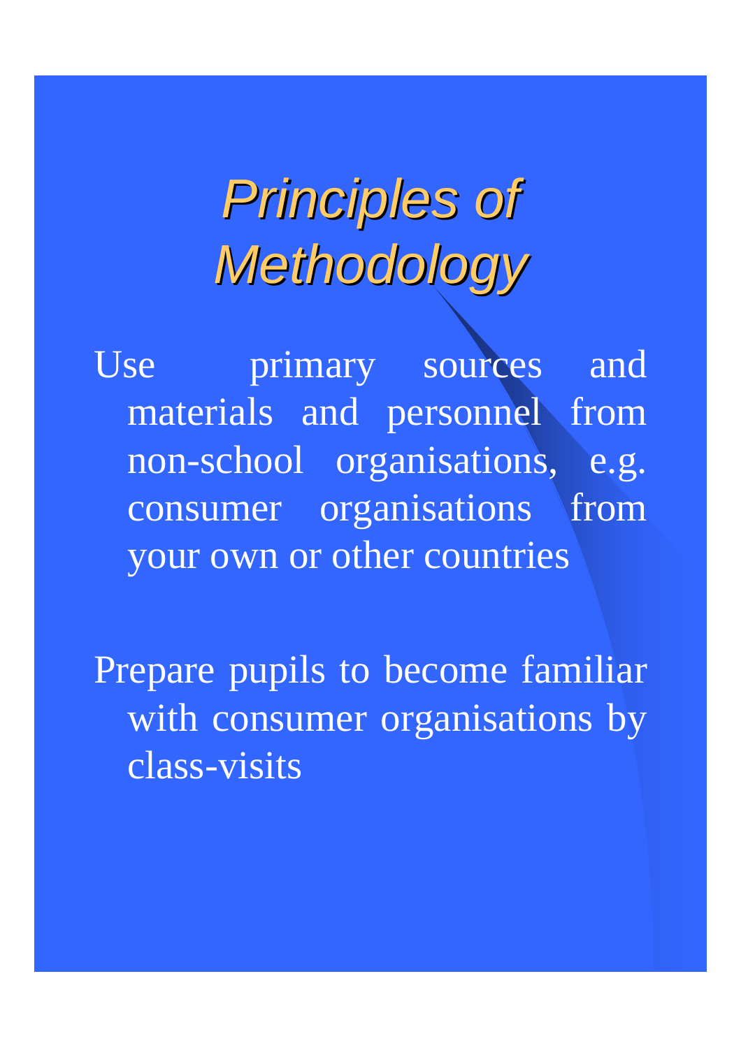# *Principles of Methodology*

- Use primary sources and materials and personnel from non-school organisations, e.g. consumer organisations from your own or other countries

- Prepare pupils to become familiar with consumer organisations by class-visits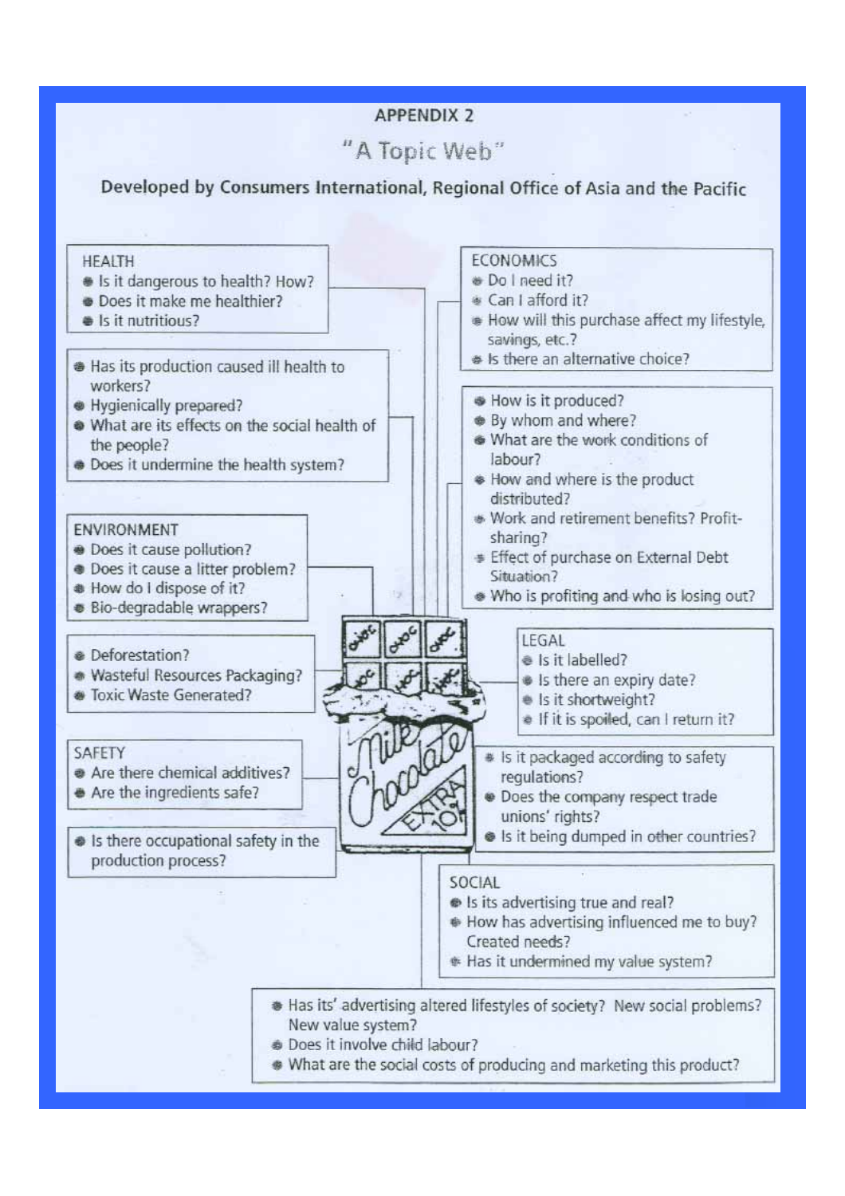# APPENDIX 2

## "A Topic Web"

**Developed by Consumers International, Regional Office of Asia and the Pacific**

### HEALTH

- Is it dangerous to health? How?
- Does it make me healthier?
- Is it nutritious?

- Has its production caused ill health to workers?
- Hygienically prepared?
- What are its effects on the social health of the people?
- Does it undermine the health system?

### ENVIRONMENT

- Does it cause pollution?
- Does it cause a litter problem?
- How do I dispose of it?
- Bio-degradable wrappers?

- Deforestation?
- Wasteful Resources Packaging?
- Toxic Waste Generated?

### SAFETY

- Are there chemical additives?
- Are the ingredients safe?

- Is there occupational safety in the production process?

### ECONOMICS

- Do I need it?
- Can I afford it?
- How will this purchase affect my lifestyle, savings, etc.?
- Is there an alternative choice?

- How is it produced?
- By whom and where?
- What are the work conditions of labour?
- How and where is the product distributed?
- Work and retirement benefits? Profit-sharing?
- Effect of purchase on External Debt Situation?
- Who is profiting and who is losing out?

### LEGAL

- Is it labelled?
- Is there an expiry date?
- Is it shortweight?
- If it is spoiled, can I return it?

- Is it packaged according to safety regulations?
- Does the company respect trade unions' rights?
- Is it being dumped in other countries?

### SOCIAL

- Is its advertising true and real?
- How has advertising influenced me to buy? Created needs?
- Has it undermined my value system?

- Has its' advertising altered lifestyles of society? New social problems? New value system?
- Does it involve child labour?
- What are the social costs of producing and marketing this product?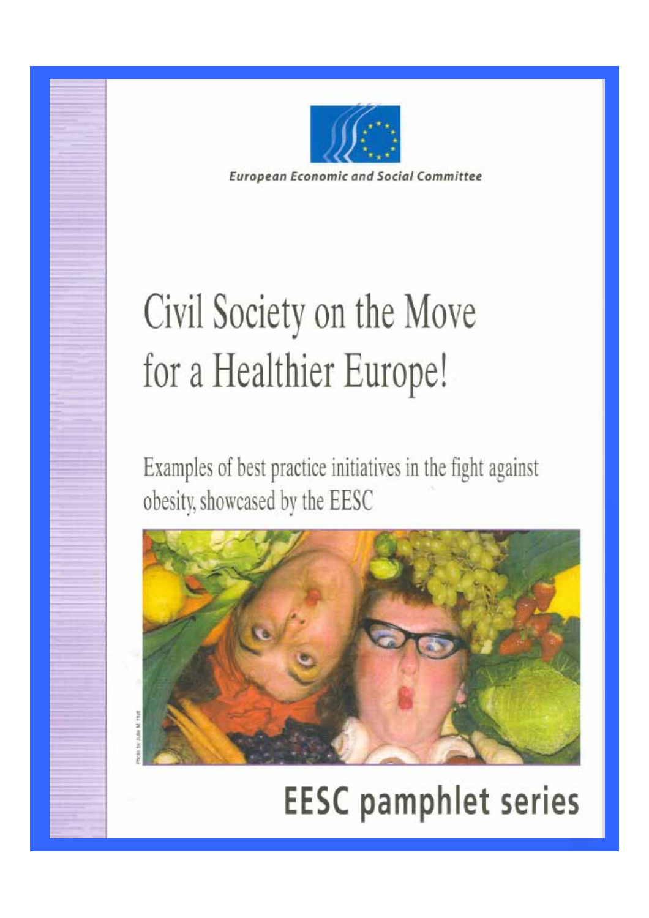European Economic and Social Committee

# Civil Society on the Move for a Healthier Europe!

Examples of best practice initiatives in the fight against obesity, showcased by the EESC

Photo by Julie M. Hult

## EESC pamphlet series